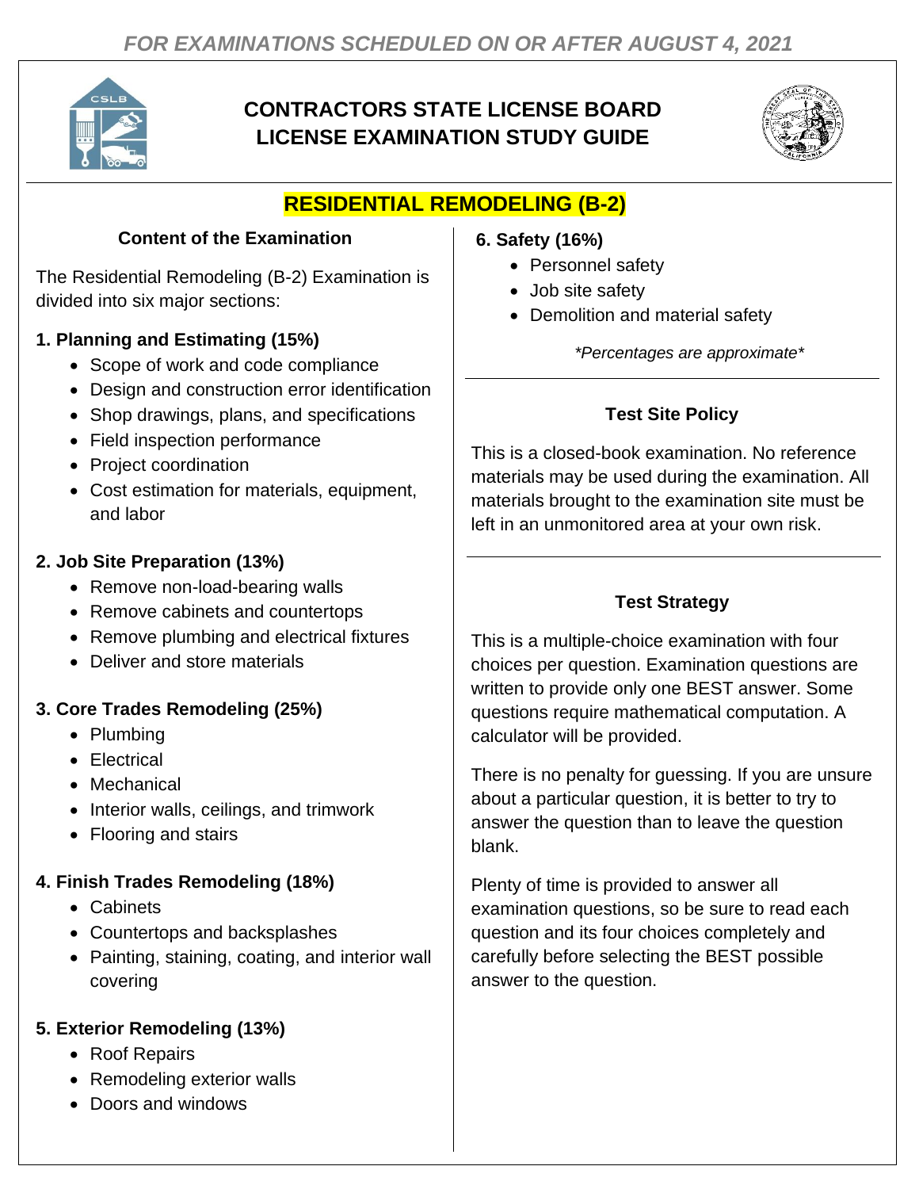*FOR EXAMINATIONS SCHEDULED ON OR AFTER AUGUST 4, 2021*

# CONTRACTORS STATE LICENSE BOARD LICENSE EXAMINATION STUDY GUIDE

## RESIDENTIAL REMODELING (B-2)

### Content of the Examination

The Residential Remodeling (B-2) Examination is divided into six major sections:

**1. Planning and Estimating (15%)**

- Scope of work and code compliance
- Design and construction error identification
- Shop drawings, plans, and specifications
- Field inspection performance
- Project coordination
- Cost estimation for materials, equipment, and labor

**2. Job Site Preparation (13%)**

- Remove non-load-bearing walls
- Remove cabinets and countertops
- Remove plumbing and electrical fixtures
- Deliver and store materials

**3. Core Trades Remodeling (25%)**

- Plumbing
- Electrical
- Mechanical
- Interior walls, ceilings, and trimwork
- Flooring and stairs

**4. Finish Trades Remodeling (18%)**

- Cabinets
- Countertops and backsplashes
- Painting, staining, coating, and interior wall covering

**5. Exterior Remodeling (13%)**

- Roof Repairs
- Remodeling exterior walls
- Doors and windows

**6. Safety (16%)**

- Personnel safety
- Job site safety
- Demolition and material safety

*\*Percentages are approximate\**

### Test Site Policy

This is a closed-book examination. No reference materials may be used during the examination. All materials brought to the examination site must be left in an unmonitored area at your own risk.

### Test Strategy

This is a multiple-choice examination with four choices per question. Examination questions are written to provide only one BEST answer. Some questions require mathematical computation. A calculator will be provided.

There is no penalty for guessing. If you are unsure about a particular question, it is better to try to answer the question than to leave the question blank.

Plenty of time is provided to answer all examination questions, so be sure to read each question and its four choices completely and carefully before selecting the BEST possible answer to the question.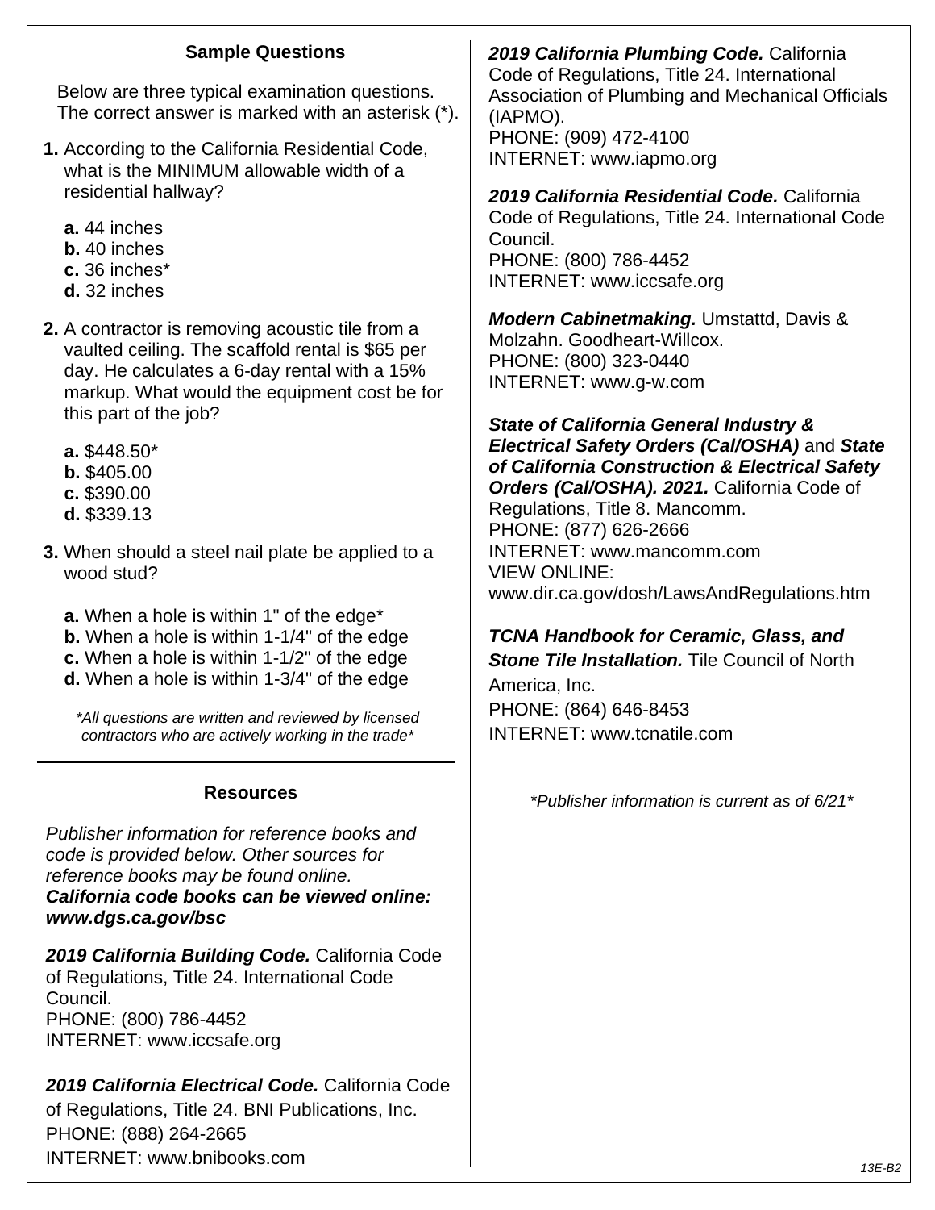## Sample Questions

Below are three typical examination questions. The correct answer is marked with an asterisk (*).

**1.** According to the California Residential Code, what is the MINIMUM allowable width of a residential hallway?

**a.** 44 inches
**b.** 40 inches
**c.** 36 inches*
**d.** 32 inches

**2.** A contractor is removing acoustic tile from a vaulted ceiling. The scaffold rental is $65 per day. He calculates a 6-day rental with a 15% markup. What would the equipment cost be for this part of the job?

**a.** $448.50*
**b.** $405.00
**c.** $390.00
**d.** $339.13

**3.** When should a steel nail plate be applied to a wood stud?

**a.** When a hole is within 1" of the edge*
**b.** When a hole is within 1-1/4" of the edge
**c.** When a hole is within 1-1/2" of the edge
**d.** When a hole is within 1-3/4" of the edge

*\*All questions are written and reviewed by licensed contractors who are actively working in the trade\**

---

## Resources

*Publisher information for reference books and code is provided below. Other sources for reference books may be found online.*
***California code books can be viewed online: www.dgs.ca.gov/bsc***

***2019 California Building Code.*** California Code of Regulations, Title 24. International Code Council.
PHONE: (800) 786-4452
INTERNET: www.iccsafe.org

***2019 California Electrical Code.*** California Code of Regulations, Title 24. BNI Publications, Inc.
PHONE: (888) 264-2665
INTERNET: www.bnibooks.com

***2019 California Plumbing Code.*** California Code of Regulations, Title 24. International Association of Plumbing and Mechanical Officials (IAPMO).
PHONE: (909) 472-4100
INTERNET: www.iapmo.org

***2019 California Residential Code.*** California Code of Regulations, Title 24. International Code Council.
PHONE: (800) 786-4452
INTERNET: www.iccsafe.org

***Modern Cabinetmaking.*** Umstattd, Davis & Molzahn. Goodheart-Willcox.
PHONE: (800) 323-0440
INTERNET: www.g-w.com

***State of California General Industry & Electrical Safety Orders (Cal/OSHA)*** and ***State of California Construction & Electrical Safety Orders (Cal/OSHA). 2021.*** California Code of Regulations, Title 8. Mancomm.
PHONE: (877) 626-2666
INTERNET: www.mancomm.com
VIEW ONLINE:
www.dir.ca.gov/dosh/LawsAndRegulations.htm

***TCNA Handbook for Ceramic, Glass, and Stone Tile Installation.*** Tile Council of North America, Inc.
PHONE: (864) 646-8453
INTERNET: www.tcnatile.com

*\*Publisher information is current as of 6/21\**

13E-B2